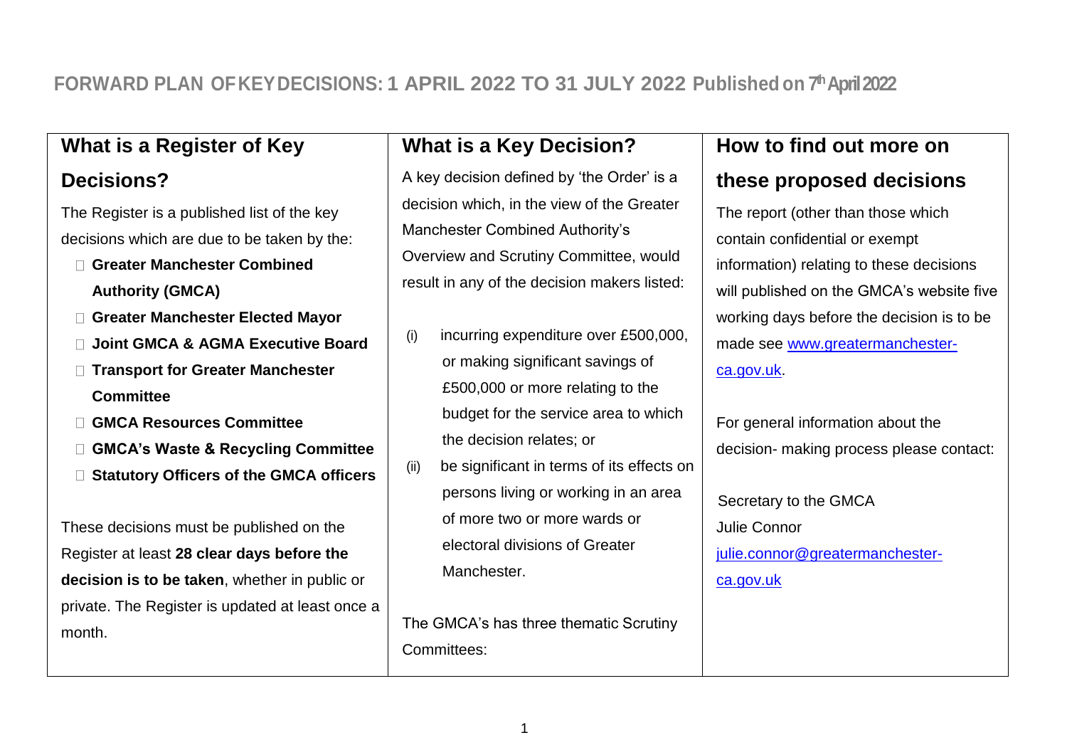# FORWARD PLAN OF KEY DECISIONS: 1 APRIL 2022 TO 31 JULY 2022 Published on 7th April 2022

## What is a Register of Key Decisions?

The Register is a published list of the key decisions which are due to be taken by the:

- **Greater Manchester Combined Authority (GMCA)**
- **Greater Manchester Elected Mayor**
- **Joint GMCA & AGMA Executive Board**
- **Transport for Greater Manchester Committee**
- **GMCA Resources Committee**
- **GMCA's Waste & Recycling Committee**
- **Statutory Officers of the GMCA officers**

These decisions must be published on the Register at least **28 clear days before the decision is to be taken**, whether in public or private. The Register is updated at least once a month.

## What is a Key Decision?

A key decision defined by 'the Order' is a decision which, in the view of the Greater Manchester Combined Authority's Overview and Scrutiny Committee, would result in any of the decision makers listed:

(i) incurring expenditure over £500,000, or making significant savings of £500,000 or more relating to the budget for the service area to which the decision relates; or

(ii) be significant in terms of its effects on persons living or working in an area of more two or more wards or electoral divisions of Greater Manchester.

The GMCA's has three thematic Scrutiny Committees:

## How to find out more on these proposed decisions

The report (other than those which contain confidential or exempt information) relating to these decisions will published on the GMCA's website five working days before the decision is to be made see [www.greatermanchester-ca.gov.uk](http://www.greatermanchester-ca.gov.uk).

For general information about the decision- making process please contact:

Secretary to the GMCA
Julie Connor
[julie.connor@greatermanchester-ca.gov.uk](mailto:julie.connor@greatermanchester-ca.gov.uk)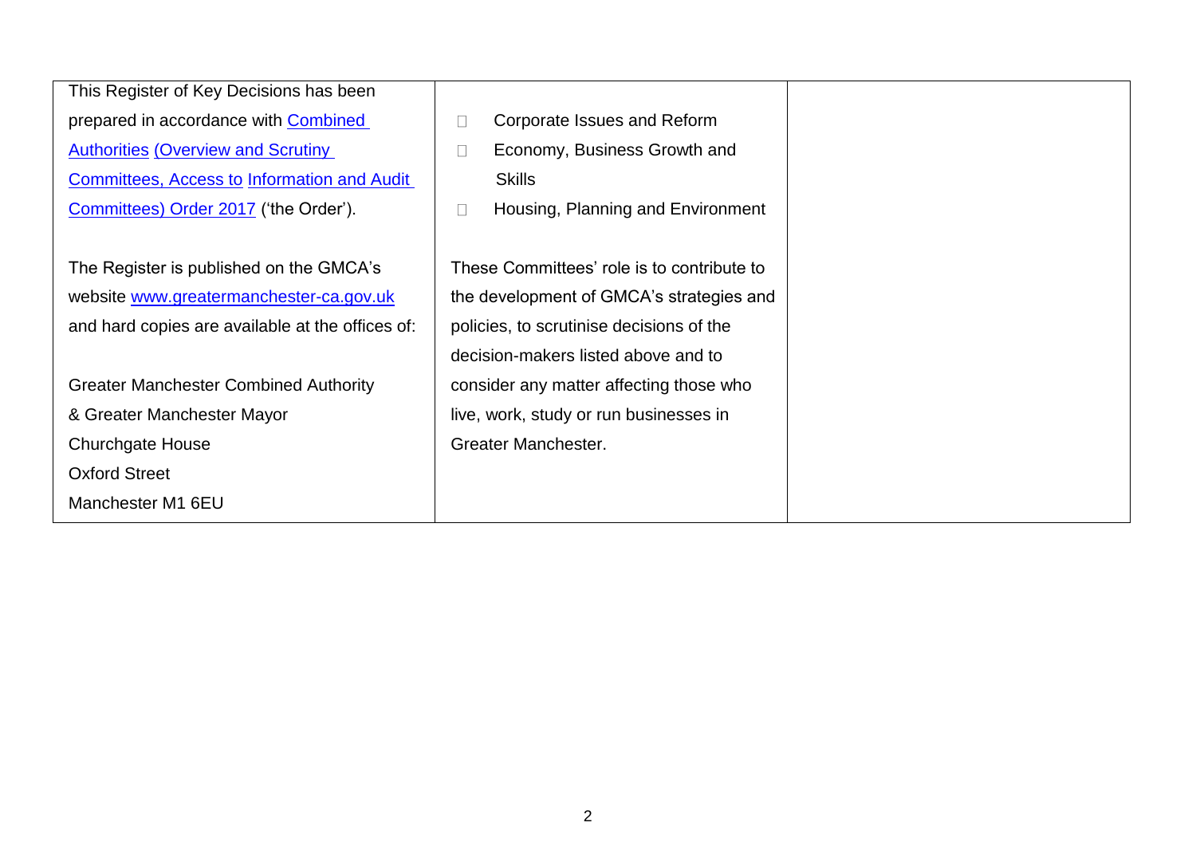| | | |
|---|---|---|
| This Register of Key Decisions has been prepared in accordance with Combined Authorities (Overview and Scrutiny Committees, Access to Information and Audit Committees) Order 2017 ('the Order').<br><br>The Register is published on the GMCA's website www.greatermanchester-ca.gov.uk and hard copies are available at the offices of:<br><br>Greater Manchester Combined Authority<br>& Greater Manchester Mayor<br>Churchgate House<br>Oxford Street<br>Manchester M1 6EU | - Corporate Issues and Reform<br>- Economy, Business Growth and Skills<br>- Housing, Planning and Environment<br><br>These Committees' role is to contribute to the development of GMCA's strategies and policies, to scrutinise decisions of the decision-makers listed above and to consider any matter affecting those who live, work, study or run businesses in Greater Manchester. | |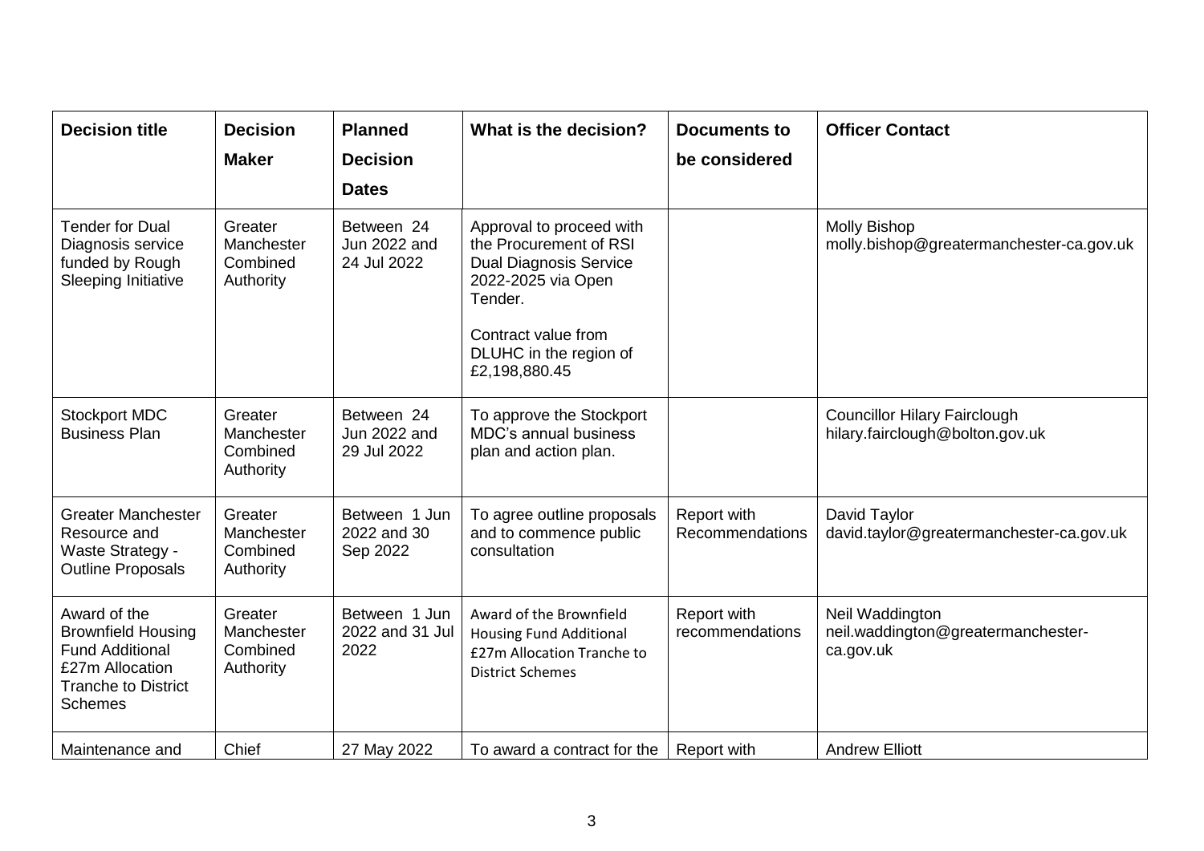| Decision title | Decision Maker | Planned Decision Dates | What is the decision? | Documents to be considered | Officer Contact |
|---|---|---|---|---|---|
| Tender for Dual Diagnosis service funded by Rough Sleeping Initiative | Greater Manchester Combined Authority | Between 24 Jun 2022 and 24 Jul 2022 | Approval to proceed with the Procurement of RSI Dual Diagnosis Service 2022-2025 via Open Tender.<br><br>Contract value from DLUHC in the region of £2,198,880.45 | | Molly Bishop molly.bishop@greatermanchester-ca.gov.uk |
| Stockport MDC Business Plan | Greater Manchester Combined Authority | Between 24 Jun 2022 and 29 Jul 2022 | To approve the Stockport MDC's annual business plan and action plan. | | Councillor Hilary Fairclough hilary.fairclough@bolton.gov.uk |
| Greater Manchester Resource and Waste Strategy - Outline Proposals | Greater Manchester Combined Authority | Between 1 Jun 2022 and 30 Sep 2022 | To agree outline proposals and to commence public consultation | Report with Recommendations | David Taylor david.taylor@greatermanchester-ca.gov.uk |
| Award of the Brownfield Housing Fund Additional £27m Allocation Tranche to District Schemes | Greater Manchester Combined Authority | Between 1 Jun 2022 and 31 Jul 2022 | Award of the Brownfield Housing Fund Additional £27m Allocation Tranche to District Schemes | Report with recommendations | Neil Waddington neil.waddington@greatermanchester-ca.gov.uk |
| Maintenance and | Chief | 27 May 2022 | To award a contract for the | Report with | Andrew Elliott |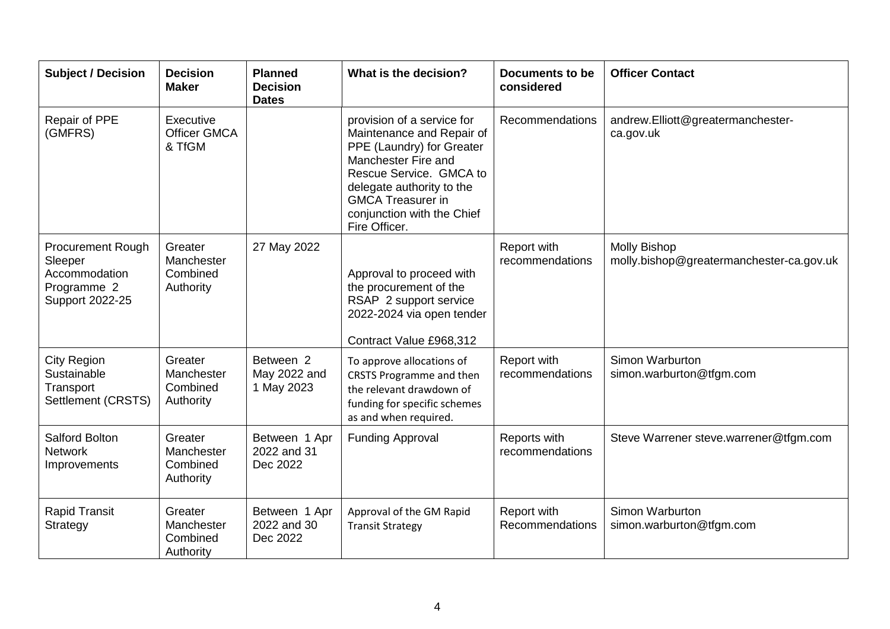| Subject / Decision | Decision Maker | Planned Decision Dates | What is the decision? | Documents to be considered | Officer Contact |
|---|---|---|---|---|---|
| Repair of PPE (GMFRS) | Executive Officer GMCA & TfGM | | provision of a service for Maintenance and Repair of PPE (Laundry) for Greater Manchester Fire and Rescue Service. GMCA to delegate authority to the GMCA Treasurer in conjunction with the Chief Fire Officer. | Recommendations | andrew.Elliott@greatermanchester-ca.gov.uk |
| Procurement Rough Sleeper Accommodation Programme 2 Support 2022-25 | Greater Manchester Combined Authority | 27 May 2022 | Approval to proceed with the procurement of the RSAP 2 support service 2022-2024 via open tender<br><br>Contract Value £968,312 | Report with recommendations | Molly Bishop molly.bishop@greatermanchester-ca.gov.uk |
| City Region Sustainable Transport Settlement (CRSTS) | Greater Manchester Combined Authority | Between 2 May 2022 and 1 May 2023 | To approve allocations of CRSTS Programme and then the relevant drawdown of funding for specific schemes as and when required. | Report with recommendations | Simon Warburton simon.warburton@tfgm.com |
| Salford Bolton Network Improvements | Greater Manchester Combined Authority | Between 1 Apr 2022 and 31 Dec 2022 | Funding Approval | Reports with recommendations | Steve Warrener steve.warrener@tfgm.com |
| Rapid Transit Strategy | Greater Manchester Combined Authority | Between 1 Apr 2022 and 30 Dec 2022 | Approval of the GM Rapid Transit Strategy | Report with Recommendations | Simon Warburton simon.warburton@tfgm.com |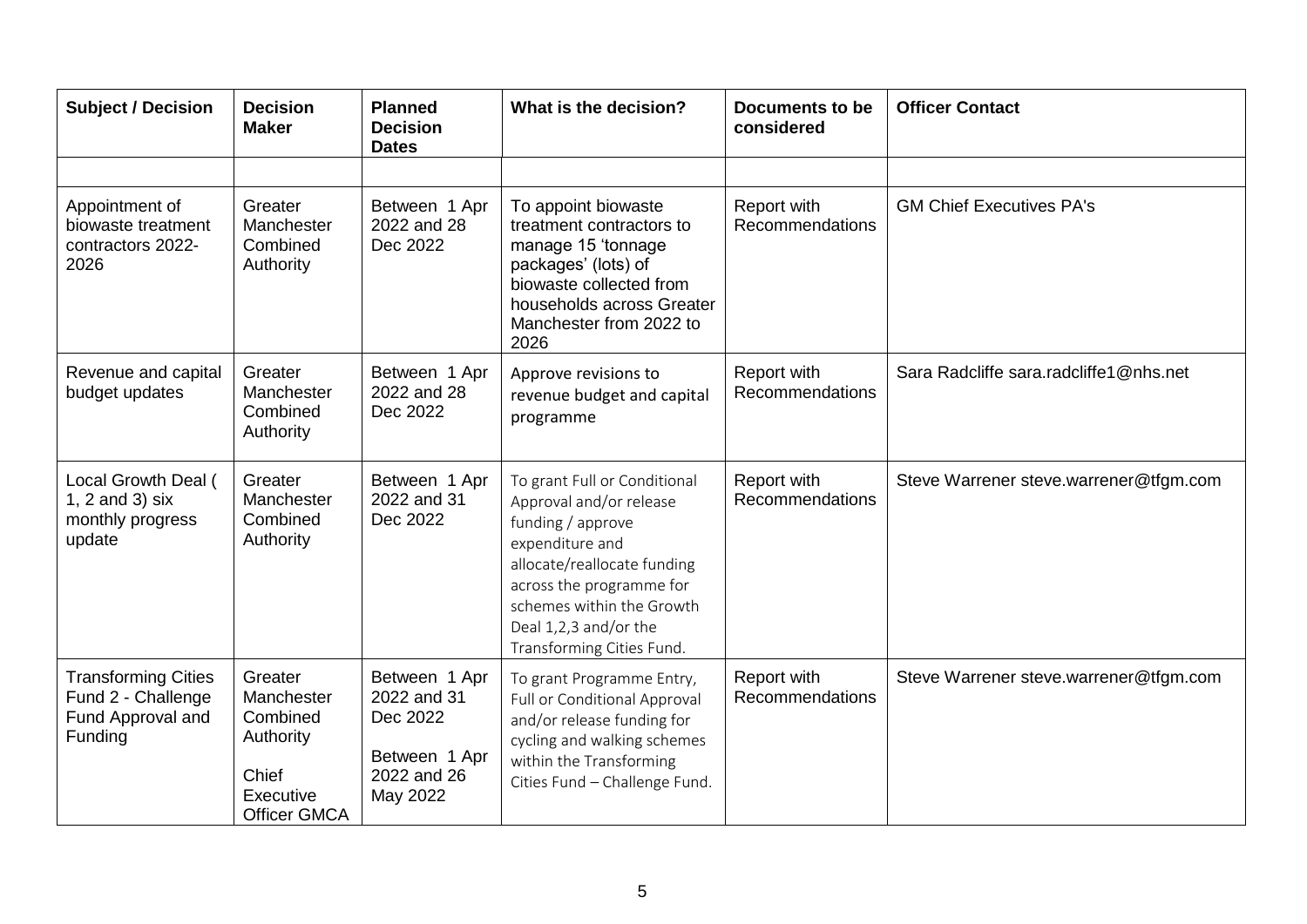| Subject / Decision | Decision Maker | Planned Decision Dates | What is the decision? | Documents to be considered | Officer Contact |
|---|---|---|---|---|---|
| | | | | | |
| Appointment of biowaste treatment contractors 2022-2026 | Greater Manchester Combined Authority | Between 1 Apr 2022 and 28 Dec 2022 | To appoint biowaste treatment contractors to manage 15 'tonnage packages' (lots) of biowaste collected from households across Greater Manchester from 2022 to 2026 | Report with Recommendations | GM Chief Executives PA's |
| Revenue and capital budget updates | Greater Manchester Combined Authority | Between 1 Apr 2022 and 28 Dec 2022 | Approve revisions to revenue budget and capital programme | Report with Recommendations | Sara Radcliffe sara.radcliffe1@nhs.net |
| Local Growth Deal ( 1, 2 and 3) six monthly progress update | Greater Manchester Combined Authority | Between 1 Apr 2022 and 31 Dec 2022 | To grant Full or Conditional Approval and/or release funding / approve expenditure and allocate/reallocate funding across the programme for schemes within the Growth Deal 1,2,3 and/or the Transforming Cities Fund. | Report with Recommendations | Steve Warrener steve.warrener@tfgm.com |
| Transforming Cities Fund 2 - Challenge Fund Approval and Funding | Greater Manchester Combined Authority<br><br>Chief Executive Officer GMCA | Between 1 Apr 2022 and 31 Dec 2022<br><br>Between 1 Apr 2022 and 26 May 2022 | To grant Programme Entry, Full or Conditional Approval and/or release funding for cycling and walking schemes within the Transforming Cities Fund – Challenge Fund. | Report with Recommendations | Steve Warrener steve.warrener@tfgm.com |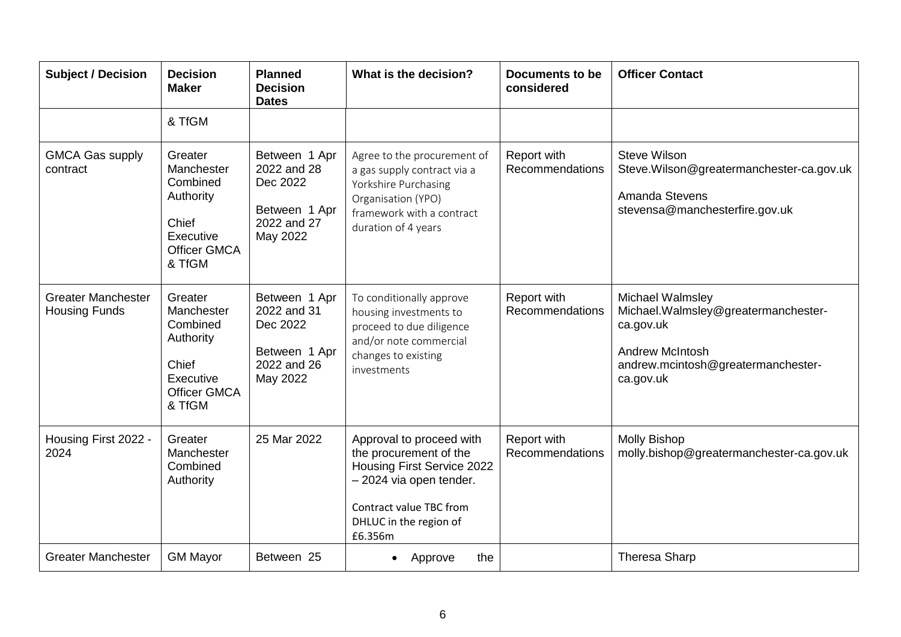| Subject / Decision | Decision Maker | Planned Decision Dates | What is the decision? | Documents to be considered | Officer Contact |
|---|---|---|---|---|---|
| | & TfGM | | | | |
| GMCA Gas supply contract | Greater Manchester Combined Authority<br><br>Chief Executive Officer GMCA & TfGM | Between 1 Apr 2022 and 28 Dec 2022<br><br>Between 1 Apr 2022 and 27 May 2022 | Agree to the procurement of a gas supply contract via a Yorkshire Purchasing Organisation (YPO) framework with a contract duration of 4 years | Report with Recommendations | Steve Wilson<br>Steve.Wilson@greatermanchester-ca.gov.uk<br><br>Amanda Stevens<br>stevensa@manchesterfire.gov.uk |
| Greater Manchester Housing Funds | Greater Manchester Combined Authority<br><br>Chief Executive Officer GMCA & TfGM | Between 1 Apr 2022 and 31 Dec 2022<br><br>Between 1 Apr 2022 and 26 May 2022 | To conditionally approve housing investments to proceed to due diligence and/or note commercial changes to existing investments | Report with Recommendations | Michael Walmsley<br>Michael.Walmsley@greatermanchester-ca.gov.uk<br><br>Andrew McIntosh<br>andrew.mcintosh@greatermanchester-ca.gov.uk |
| Housing First 2022 - 2024 | Greater Manchester Combined Authority | 25 Mar 2022 | Approval to proceed with the procurement of the Housing First Service 2022 – 2024 via open tender.<br><br>Contract value TBC from DHLUC in the region of £6.356m | Report with Recommendations | Molly Bishop<br>molly.bishop@greatermanchester-ca.gov.uk |
| Greater Manchester | GM Mayor | Between 25 | • Approve the | | Theresa Sharp |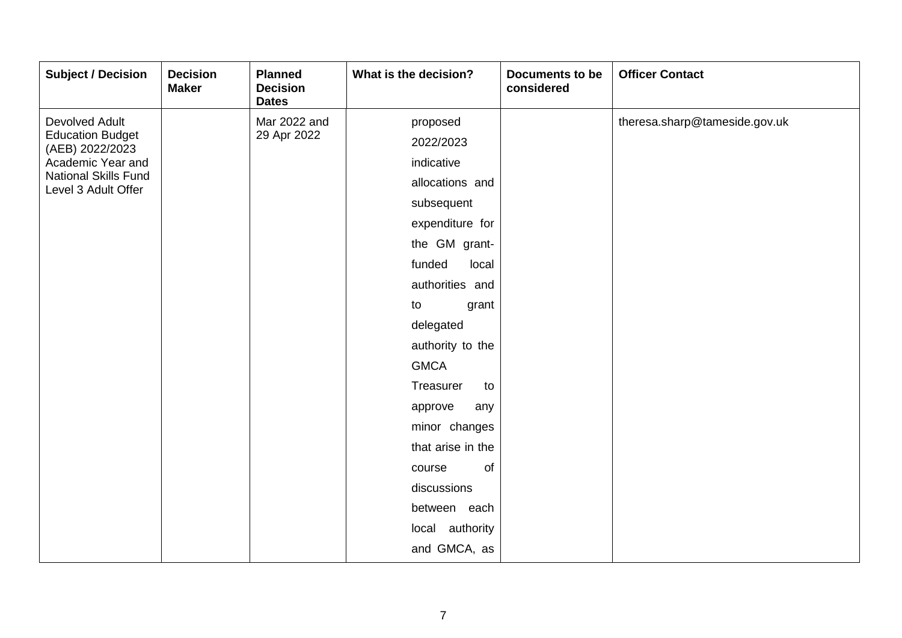| Subject / Decision | Decision Maker | Planned Decision Dates | What is the decision? | Documents to be considered | Officer Contact |
|---|---|---|---|---|---|
| Devolved Adult Education Budget (AEB) 2022/2023 Academic Year and National Skills Fund Level 3 Adult Offer | | Mar 2022 and 29 Apr 2022 | proposed 2022/2023 indicative allocations and subsequent expenditure for the GM grant-funded local authorities and to grant delegated authority to the GMCA Treasurer to approve any minor changes that arise in the course of discussions between each local authority and GMCA, as | | theresa.sharp@tameside.gov.uk |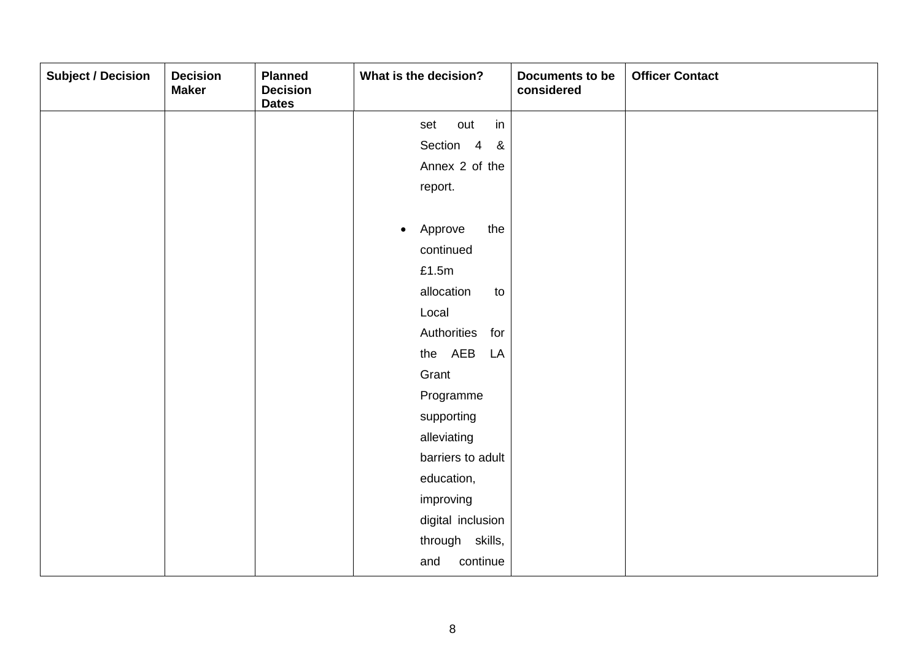| Subject / Decision | Decision Maker | Planned Decision Dates | What is the decision? | Documents to be considered | Officer Contact |
|---|---|---|---|---|---|
| | | | set out in Section 4 & Annex 2 of the report.<br><br>• Approve the continued £1.5m allocation to Local Authorities for the AEB LA Grant Programme supporting alleviating barriers to adult education, improving digital inclusion through skills, and continue | | |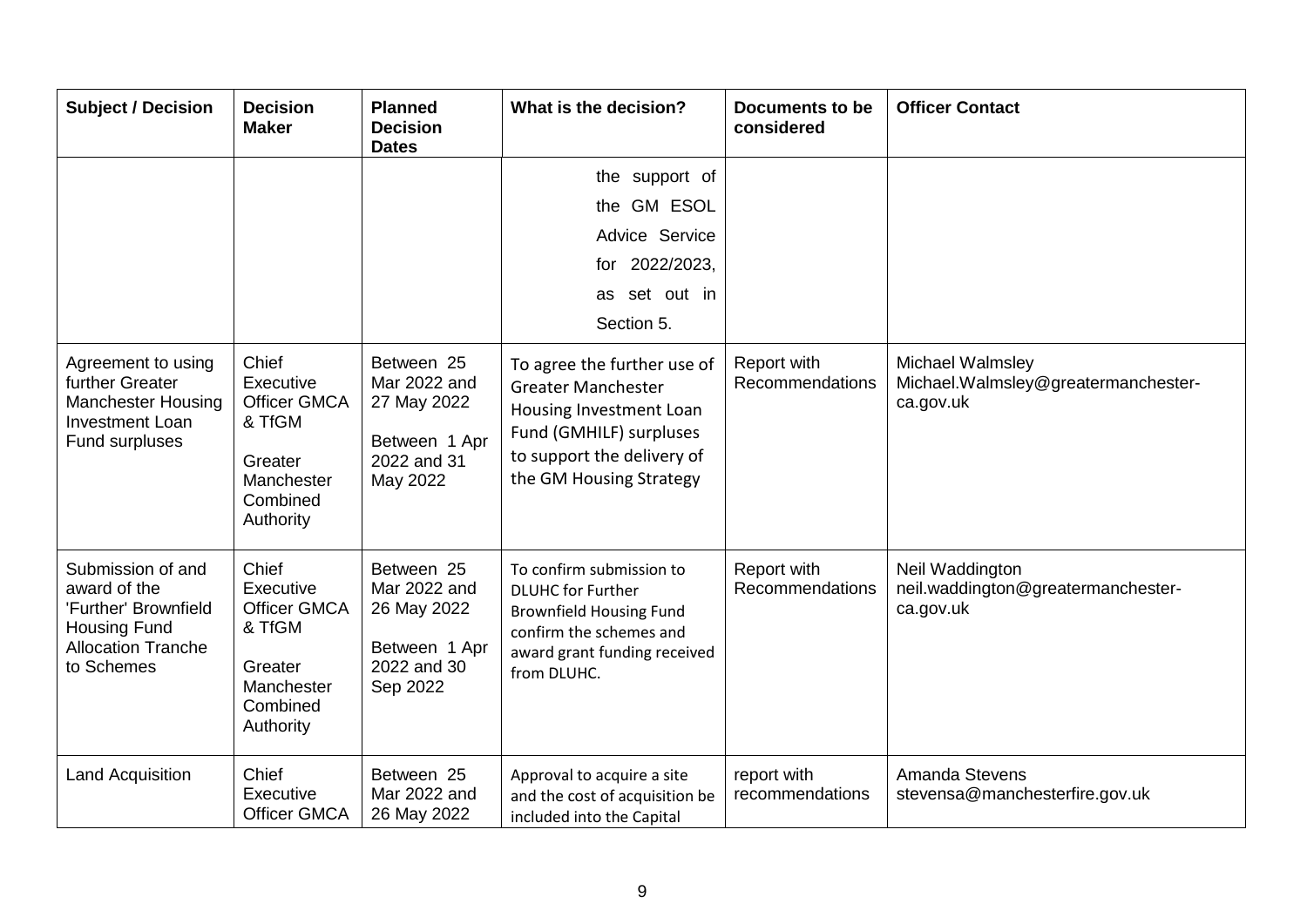| Subject / Decision | Decision Maker | Planned Decision Dates | What is the decision? | Documents to be considered | Officer Contact |
|---|---|---|---|---|---|
| | | | the support of the GM ESOL Advice Service for 2022/2023, as set out in Section 5. | | |
| Agreement to using further Greater Manchester Housing Investment Loan Fund surpluses | Chief Executive Officer GMCA & TfGM<br><br>Greater Manchester Combined Authority | Between 25 Mar 2022 and 27 May 2022<br><br>Between 1 Apr 2022 and 31 May 2022 | To agree the further use of Greater Manchester Housing Investment Loan Fund (GMHILF) surpluses to support the delivery of the GM Housing Strategy | Report with Recommendations | Michael Walmsley<br>Michael.Walmsley@greatermanchester-ca.gov.uk |
| Submission of and award of the 'Further' Brownfield Housing Fund Allocation Tranche to Schemes | Chief Executive Officer GMCA & TfGM<br><br>Greater Manchester Combined Authority | Between 25 Mar 2022 and 26 May 2022<br><br>Between 1 Apr 2022 and 30 Sep 2022 | To confirm submission to DLUHC for Further Brownfield Housing Fund confirm the schemes and award grant funding received from DLUHC. | Report with Recommendations | Neil Waddington<br>neil.waddington@greatermanchester-ca.gov.uk |
| Land Acquisition | Chief Executive Officer GMCA | Between 25 Mar 2022 and 26 May 2022 | Approval to acquire a site and the cost of acquisition be included into the Capital | report with recommendations | Amanda Stevens<br>stevensa@manchesterfire.gov.uk |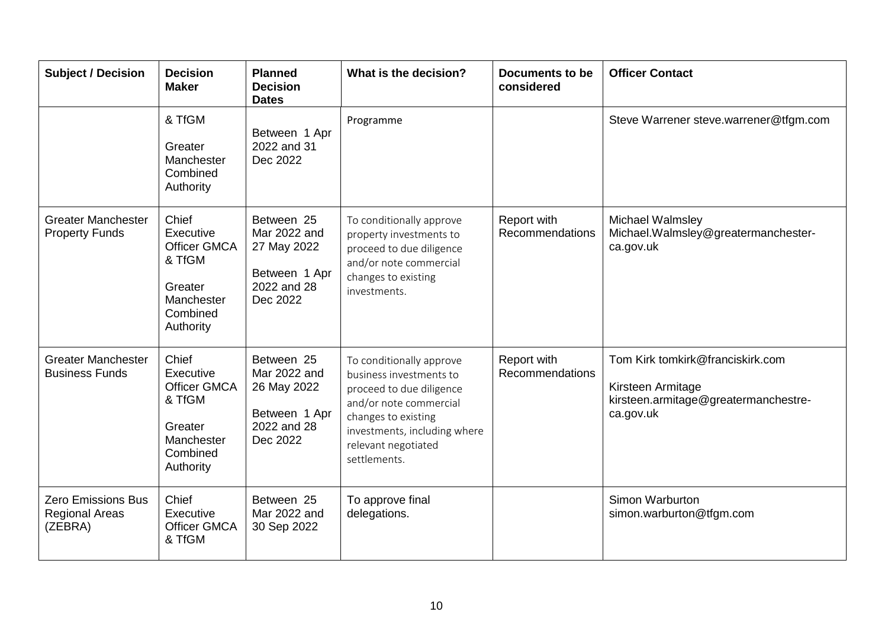| Subject / Decision | Decision Maker | Planned Decision Dates | What is the decision? | Documents to be considered | Officer Contact |
|---|---|---|---|---|---|
| | & TfGM<br><br>Greater Manchester Combined Authority | Between 1 Apr 2022 and 31 Dec 2022 | Programme | | Steve Warrener steve.warrener@tfgm.com |
| Greater Manchester Property Funds | Chief Executive Officer GMCA & TfGM<br><br>Greater Manchester Combined Authority | Between 25 Mar 2022 and 27 May 2022<br><br>Between 1 Apr 2022 and 28 Dec 2022 | To conditionally approve property investments to proceed to due diligence and/or note commercial changes to existing investments. | Report with Recommendations | Michael Walmsley Michael.Walmsley@greatermanchester-ca.gov.uk |
| Greater Manchester Business Funds | Chief Executive Officer GMCA & TfGM<br><br>Greater Manchester Combined Authority | Between 25 Mar 2022 and 26 May 2022<br><br>Between 1 Apr 2022 and 28 Dec 2022 | To conditionally approve business investments to proceed to due diligence and/or note commercial changes to existing investments, including where relevant negotiated settlements. | Report with Recommendations | Tom Kirk tomkirk@franciskirk.com<br><br>Kirsteen Armitage kirsteen.armitage@greatermanchestre-ca.gov.uk |
| Zero Emissions Bus Regional Areas (ZEBRA) | Chief Executive Officer GMCA & TfGM | Between 25 Mar 2022 and 30 Sep 2022 | To approve final delegations. | | Simon Warburton simon.warburton@tfgm.com |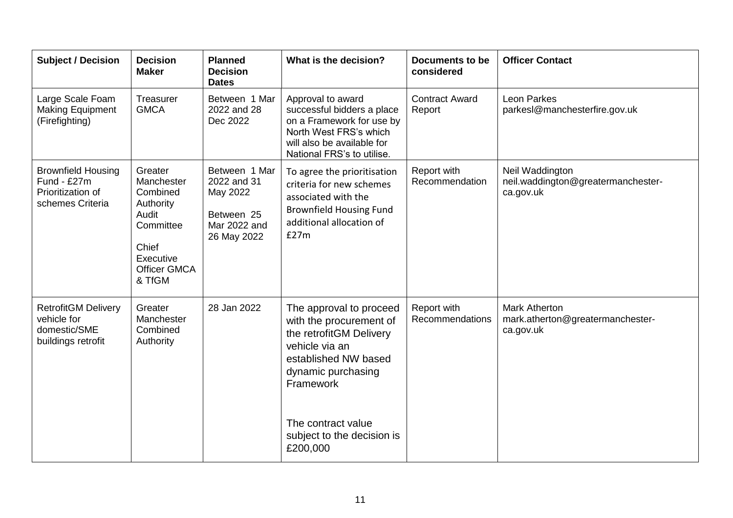| Subject / Decision | Decision Maker | Planned Decision Dates | What is the decision? | Documents to be considered | Officer Contact |
|---|---|---|---|---|---|
| Large Scale Foam Making Equipment (Firefighting) | Treasurer GMCA | Between 1 Mar 2022 and 28 Dec 2022 | Approval to award successful bidders a place on a Framework for use by North West FRS's which will also be available for National FRS's to utilise. | Contract Award Report | Leon Parkes parkesl@manchesterfire.gov.uk |
| Brownfield Housing Fund - £27m Prioritization of schemes Criteria | Greater Manchester Combined Authority Audit Committee<br><br>Chief Executive Officer GMCA & TfGM | Between 1 Mar 2022 and 31 May 2022<br><br>Between 25 Mar 2022 and 26 May 2022 | To agree the prioritisation criteria for new schemes associated with the Brownfield Housing Fund additional allocation of £27m | Report with Recommendation | Neil Waddington neil.waddington@greatermanchester-ca.gov.uk |
| RetrofitGM Delivery vehicle for domestic/SME buildings retrofit | Greater Manchester Combined Authority | 28 Jan 2022 | The approval to proceed with the procurement of the retrofitGM Delivery vehicle via an established NW based dynamic purchasing Framework<br><br>The contract value subject to the decision is £200,000 | Report with Recommendations | Mark Atherton mark.atherton@greatermanchester-ca.gov.uk |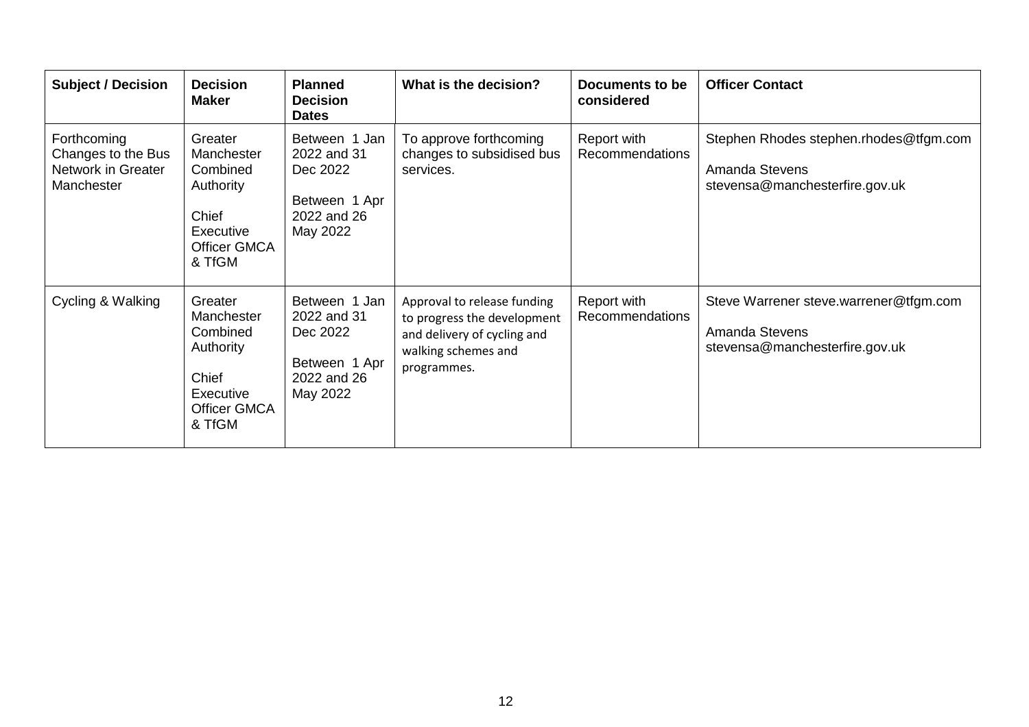| Subject / Decision | Decision Maker | Planned Decision Dates | What is the decision? | Documents to be considered | Officer Contact |
|---|---|---|---|---|---|
| Forthcoming Changes to the Bus Network in Greater Manchester | Greater Manchester Combined Authority<br><br>Chief Executive Officer GMCA & TfGM | Between 1 Jan 2022 and 31 Dec 2022<br><br>Between 1 Apr 2022 and 26 May 2022 | To approve forthcoming changes to subsidised bus services. | Report with Recommendations | Stephen Rhodes stephen.rhodes@tfgm.com<br><br>Amanda Stevens stevensa@manchesterfire.gov.uk |
| Cycling & Walking | Greater Manchester Combined Authority<br><br>Chief Executive Officer GMCA & TfGM | Between 1 Jan 2022 and 31 Dec 2022<br><br>Between 1 Apr 2022 and 26 May 2022 | Approval to release funding to progress the development and delivery of cycling and walking schemes and programmes. | Report with Recommendations | Steve Warrener steve.warrener@tfgm.com<br><br>Amanda Stevens stevensa@manchesterfire.gov.uk |